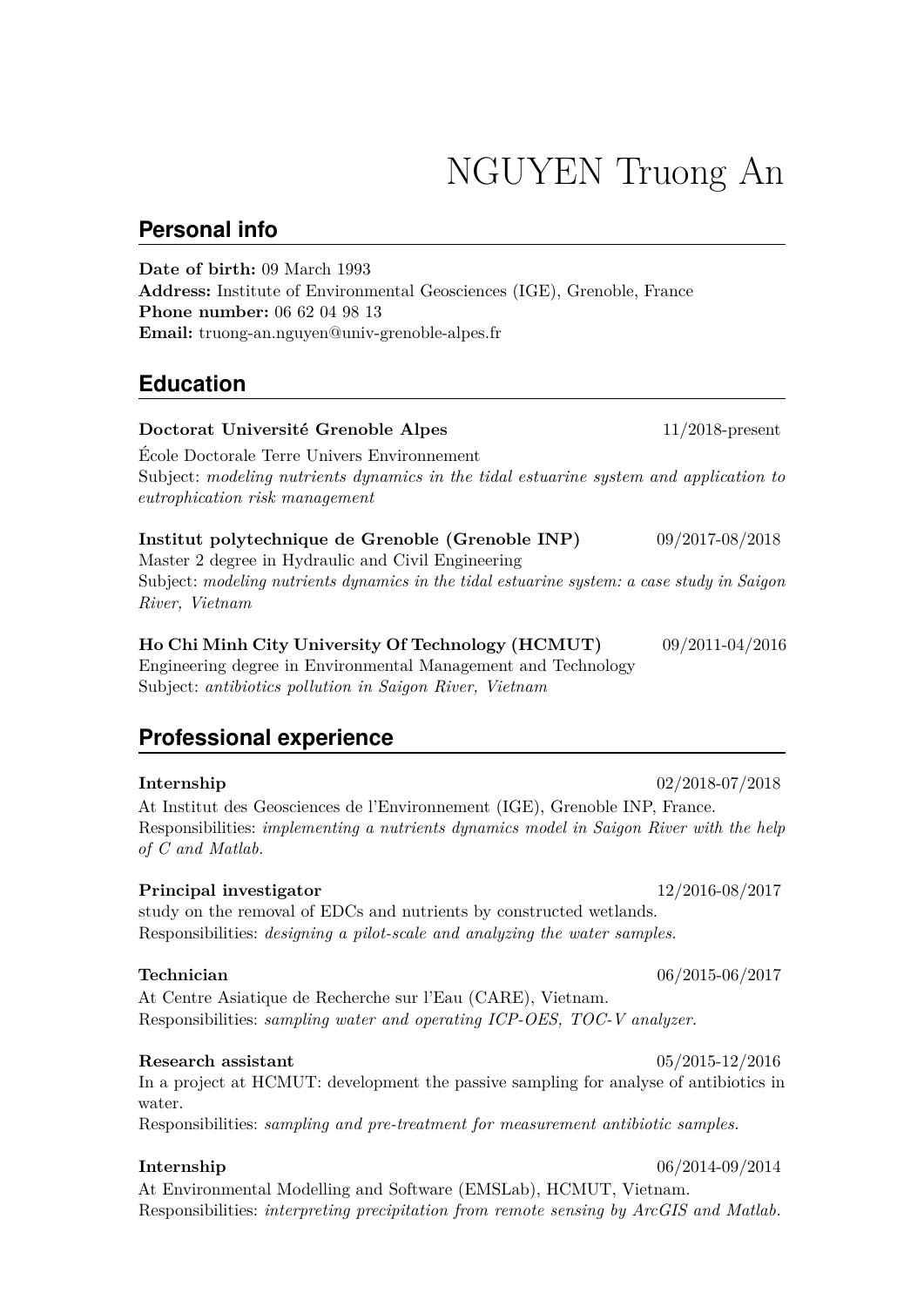# NGUYEN Truong An

## Personal info

**Date of birth:** 09 March 1993
**Address:** Institute of Environmental Geosciences (IGE), Grenoble, France
**Phone number:** 06 62 04 98 13
**Email:** truong-an.nguyen@univ-grenoble-alpes.fr

## Education

**Doctorat Université Grenoble Alpes** 11/2018-present
École Doctorale Terre Univers Environnement
Subject: *modeling nutrients dynamics in the tidal estuarine system and application to eutrophication risk management*

**Institut polytechnique de Grenoble (Grenoble INP)** 09/2017-08/2018
Master 2 degree in Hydraulic and Civil Engineering
Subject: *modeling nutrients dynamics in the tidal estuarine system: a case study in Saigon River, Vietnam*

**Ho Chi Minh City University Of Technology (HCMUT)** 09/2011-04/2016
Engineering degree in Environmental Management and Technology
Subject: *antibiotics pollution in Saigon River, Vietnam*

## Professional experience

**Internship** 02/2018-07/2018
At Institut des Geosciences de l'Environnement (IGE), Grenoble INP, France.
Responsibilities: *implementing a nutrients dynamics model in Saigon River with the help of C and Matlab.*

**Principal investigator** 12/2016-08/2017
study on the removal of EDCs and nutrients by constructed wetlands.
Responsibilities: *designing a pilot-scale and analyzing the water samples.*

**Technician** 06/2015-06/2017
At Centre Asiatique de Recherche sur l'Eau (CARE), Vietnam.
Responsibilities: *sampling water and operating ICP-OES, TOC-V analyzer.*

**Research assistant** 05/2015-12/2016
In a project at HCMUT: development the passive sampling for analyse of antibiotics in water.
Responsibilities: *sampling and pre-treatment for measurement antibiotic samples.*

**Internship** 06/2014-09/2014
At Environmental Modelling and Software (EMSLab), HCMUT, Vietnam.
Responsibilities: *interpreting precipitation from remote sensing by ArcGIS and Matlab.*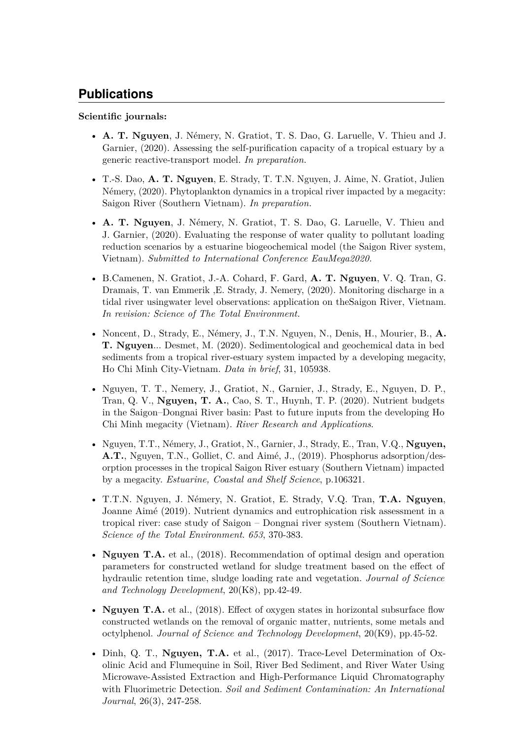## Publications

**Scientific journals:**

- **A. T. Nguyen**, J. Némery, N. Gratiot, T. S. Dao, G. Laruelle, V. Thieu and J. Garnier, (2020). Assessing the self-purification capacity of a tropical estuary by a generic reactive-transport model. *In preparation.*
- T.-S. Dao, **A. T. Nguyen**, E. Strady, T. T.N. Nguyen, J. Aime, N. Gratiot, Julien Némery, (2020). Phytoplankton dynamics in a tropical river impacted by a megacity: Saigon River (Southern Vietnam). *In preparation.*
- **A. T. Nguyen**, J. Némery, N. Gratiot, T. S. Dao, G. Laruelle, V. Thieu and J. Garnier, (2020). Evaluating the response of water quality to pollutant loading reduction scenarios by a estuarine biogeochemical model (the Saigon River system, Vietnam). *Submitted to International Conference EauMega2020.*
- B.Camenen, N. Gratiot, J.-A. Cohard, F. Gard, **A. T. Nguyen**, V. Q. Tran, G. Dramais, T. van Emmerik ,E. Strady, J. Nemery, (2020). Monitoring discharge in a tidal river usingwater level observations: application on theSaigon River, Vietnam. *In revision: Science of The Total Environment.*
- Noncent, D., Strady, E., Némery, J., T.N. Nguyen, N., Denis, H., Mourier, B., **A. T. Nguyen**... Desmet, M. (2020). Sedimentological and geochemical data in bed sediments from a tropical river-estuary system impacted by a developing megacity, Ho Chi Minh City-Vietnam. *Data in brief*, 31, 105938.
- Nguyen, T. T., Nemery, J., Gratiot, N., Garnier, J., Strady, E., Nguyen, D. P., Tran, Q. V., **Nguyen, T. A.**, Cao, S. T., Huynh, T. P. (2020). Nutrient budgets in the Saigon–Dongnai River basin: Past to future inputs from the developing Ho Chi Minh megacity (Vietnam). *River Research and Applications*.
- Nguyen, T.T., Némery, J., Gratiot, N., Garnier, J., Strady, E., Tran, V.Q., **Nguyen, A.T.**, Nguyen, T.N., Golliet, C. and Aimé, J., (2019). Phosphorus adsorption/desorption processes in the tropical Saigon River estuary (Southern Vietnam) impacted by a megacity. *Estuarine, Coastal and Shelf Science*, p.106321.
- T.T.N. Nguyen, J. Némery, N. Gratiot, E. Strady, V.Q. Tran, **T.A. Nguyen**, Joanne Aimé (2019). Nutrient dynamics and eutrophication risk assessment in a tropical river: case study of Saigon – Dongnai river system (Southern Vietnam). *Science of the Total Environment*. *653*, 370-383.
- **Nguyen T.A.** et al., (2018). Recommendation of optimal design and operation parameters for constructed wetland for sludge treatment based on the effect of hydraulic retention time, sludge loading rate and vegetation. *Journal of Science and Technology Development*, 20(K8), pp.42-49.
- **Nguyen T.A.** et al., (2018). Effect of oxygen states in horizontal subsurface flow constructed wetlands on the removal of organic matter, nutrients, some metals and octylphenol. *Journal of Science and Technology Development*, 20(K9), pp.45-52.
- Dinh, Q. T., **Nguyen, T.A.** et al., (2017). Trace-Level Determination of Oxolinic Acid and Flumequine in Soil, River Bed Sediment, and River Water Using Microwave-Assisted Extraction and High-Performance Liquid Chromatography with Fluorimetric Detection. *Soil and Sediment Contamination: An International Journal*, 26(3), 247-258.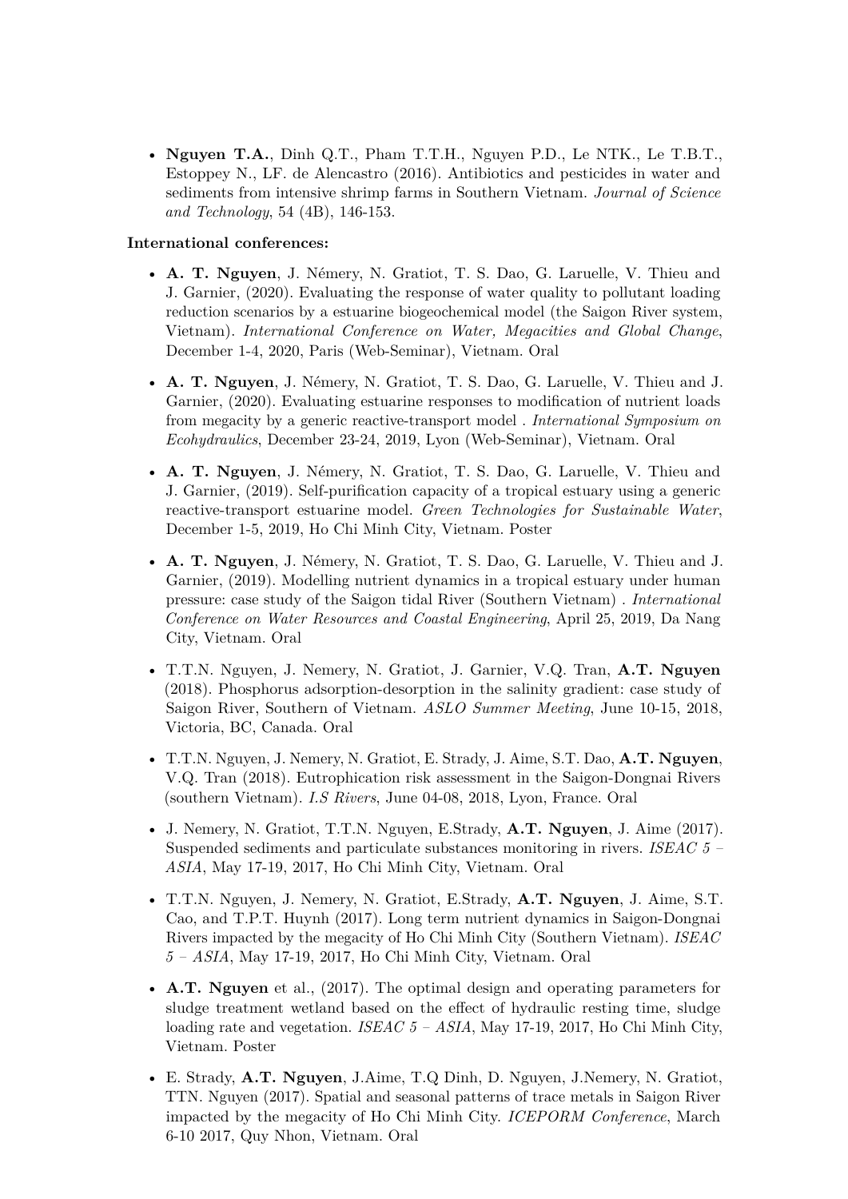- **Nguyen T.A.**, Dinh Q.T., Pham T.T.H., Nguyen P.D., Le NTK., Le T.B.T., Estoppey N., LF. de Alencastro (2016). Antibiotics and pesticides in water and sediments from intensive shrimp farms in Southern Vietnam. *Journal of Science and Technology*, 54 (4B), 146-153.

**International conferences:**

- **A. T. Nguyen**, J. Némery, N. Gratiot, T. S. Dao, G. Laruelle, V. Thieu and J. Garnier, (2020). Evaluating the response of water quality to pollutant loading reduction scenarios by a estuarine biogeochemical model (the Saigon River system, Vietnam). *International Conference on Water, Megacities and Global Change*, December 1-4, 2020, Paris (Web-Seminar), Vietnam. Oral

- **A. T. Nguyen**, J. Némery, N. Gratiot, T. S. Dao, G. Laruelle, V. Thieu and J. Garnier, (2020). Evaluating estuarine responses to modification of nutrient loads from megacity by a generic reactive-transport model . *International Symposium on Ecohydraulics*, December 23-24, 2019, Lyon (Web-Seminar), Vietnam. Oral

- **A. T. Nguyen**, J. Némery, N. Gratiot, T. S. Dao, G. Laruelle, V. Thieu and J. Garnier, (2019). Self-purification capacity of a tropical estuary using a generic reactive-transport estuarine model. *Green Technologies for Sustainable Water*, December 1-5, 2019, Ho Chi Minh City, Vietnam. Poster

- **A. T. Nguyen**, J. Némery, N. Gratiot, T. S. Dao, G. Laruelle, V. Thieu and J. Garnier, (2019). Modelling nutrient dynamics in a tropical estuary under human pressure: case study of the Saigon tidal River (Southern Vietnam) . *International Conference on Water Resources and Coastal Engineering*, April 25, 2019, Da Nang City, Vietnam. Oral

- T.T.N. Nguyen, J. Nemery, N. Gratiot, J. Garnier, V.Q. Tran, **A.T. Nguyen** (2018). Phosphorus adsorption-desorption in the salinity gradient: case study of Saigon River, Southern of Vietnam. *ASLO Summer Meeting*, June 10-15, 2018, Victoria, BC, Canada. Oral

- T.T.N. Nguyen, J. Nemery, N. Gratiot, E. Strady, J. Aime, S.T. Dao, **A.T. Nguyen**, V.Q. Tran (2018). Eutrophication risk assessment in the Saigon-Dongnai Rivers (southern Vietnam). *I.S Rivers*, June 04-08, 2018, Lyon, France. Oral

- J. Nemery, N. Gratiot, T.T.N. Nguyen, E.Strady, **A.T. Nguyen**, J. Aime (2017). Suspended sediments and particulate substances monitoring in rivers. *ISEAC 5 – ASIA*, May 17-19, 2017, Ho Chi Minh City, Vietnam. Oral

- T.T.N. Nguyen, J. Nemery, N. Gratiot, E.Strady, **A.T. Nguyen**, J. Aime, S.T. Cao, and T.P.T. Huynh (2017). Long term nutrient dynamics in Saigon-Dongnai Rivers impacted by the megacity of Ho Chi Minh City (Southern Vietnam). *ISEAC 5 – ASIA*, May 17-19, 2017, Ho Chi Minh City, Vietnam. Oral

- **A.T. Nguyen** et al., (2017). The optimal design and operating parameters for sludge treatment wetland based on the effect of hydraulic resting time, sludge loading rate and vegetation. *ISEAC 5 – ASIA*, May 17-19, 2017, Ho Chi Minh City, Vietnam. Poster

- E. Strady, **A.T. Nguyen**, J.Aime, T.Q Dinh, D. Nguyen, J.Nemery, N. Gratiot, TTN. Nguyen (2017). Spatial and seasonal patterns of trace metals in Saigon River impacted by the megacity of Ho Chi Minh City. *ICEPORM Conference*, March 6-10 2017, Quy Nhon, Vietnam. Oral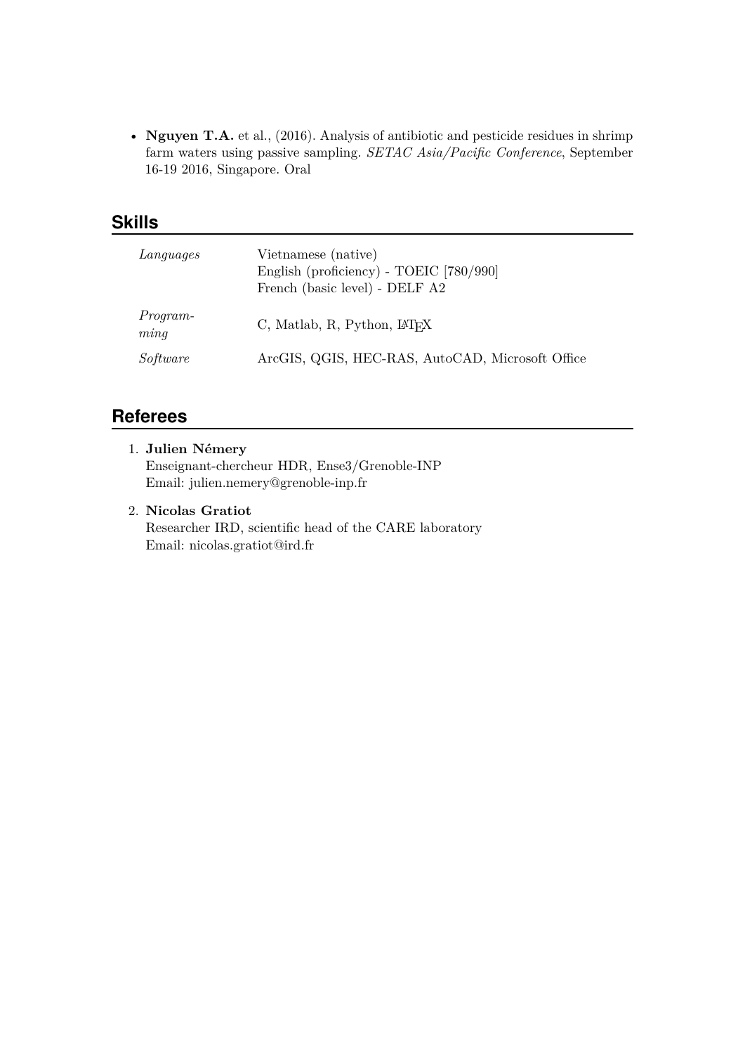- **Nguyen T.A.** et al., (2016). Analysis of antibiotic and pesticide residues in shrimp farm waters using passive sampling. *SETAC Asia/Pacific Conference*, September 16-19 2016, Singapore. Oral

## Skills

| | |
|---|---|
| *Languages* | Vietnamese (native)<br>English (proficiency) - TOEIC [780/990]<br>French (basic level) - DELF A2 |
| *Programming* | C, Matlab, R, Python, LaTeX |
| *Software* | ArcGIS, QGIS, HEC-RAS, AutoCAD, Microsoft Office |

## Referees

1. **Julien Némery**
   Enseignant-chercheur HDR, Ense3/Grenoble-INP
   Email: julien.nemery@grenoble-inp.fr
2. **Nicolas Gratiot**
   Researcher IRD, scientific head of the CARE laboratory
   Email: nicolas.gratiot@ird.fr